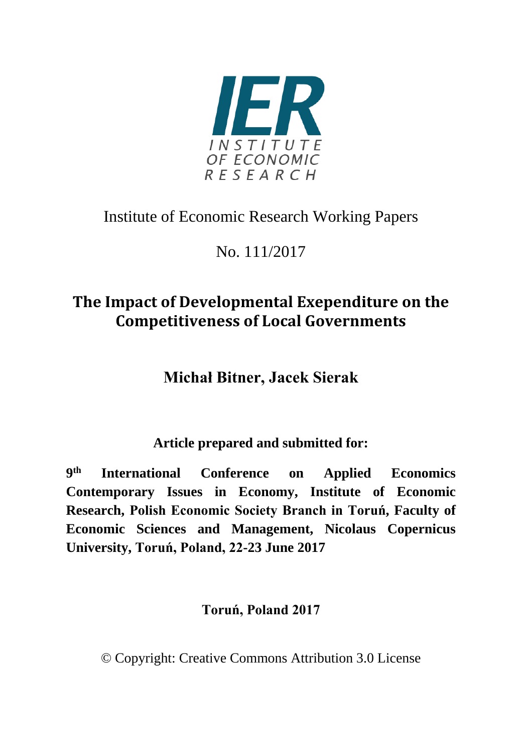INSTITUTE OF ECONOMIC RESEARCH

Institute of Economic Research Working Papers

No. 111/2017

# The Impact of Developmental Exependiture on the Competitiveness of Local Governments

**Michał Bitner, Jacek Sierak**

**Article prepared and submitted for:**

**9th International Conference on Applied Economics Contemporary Issues in Economy, Institute of Economic Research, Polish Economic Society Branch in Toruń, Faculty of Economic Sciences and Management, Nicolaus Copernicus University, Toruń, Poland, 22-23 June 2017**

**Toruń, Poland 2017**

© Copyright: Creative Commons Attribution 3.0 License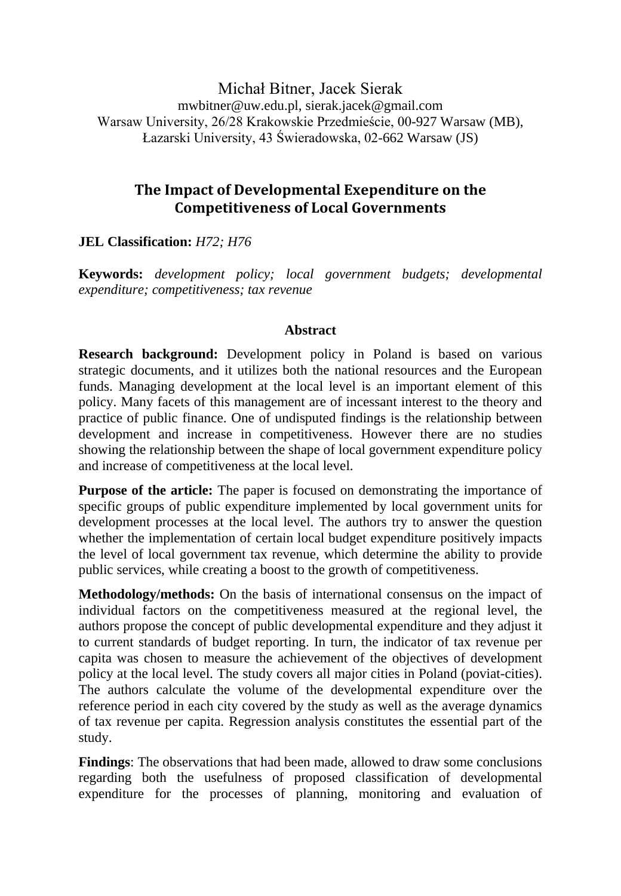Michał Bitner, Jacek Sierak
mwbitner@uw.edu.pl, sierak.jacek@gmail.com
Warsaw University, 26/28 Krakowskie Przedmieście, 00-927 Warsaw (MB),
Łazarski University, 43 Świeradowska, 02-662 Warsaw (JS)

## The Impact of Developmental Exependiture on the Competitiveness of Local Governments

**JEL Classification:** *H72; H76*

**Keywords:** *development policy; local government budgets; developmental expenditure; competitiveness; tax revenue*

### Abstract

**Research background:** Development policy in Poland is based on various strategic documents, and it utilizes both the national resources and the European funds. Managing development at the local level is an important element of this policy. Many facets of this management are of incessant interest to the theory and practice of public finance. One of undisputed findings is the relationship between development and increase in competitiveness. However there are no studies showing the relationship between the shape of local government expenditure policy and increase of competitiveness at the local level.

**Purpose of the article:** The paper is focused on demonstrating the importance of specific groups of public expenditure implemented by local government units for development processes at the local level. The authors try to answer the question whether the implementation of certain local budget expenditure positively impacts the level of local government tax revenue, which determine the ability to provide public services, while creating a boost to the growth of competitiveness.

**Methodology/methods:** On the basis of international consensus on the impact of individual factors on the competitiveness measured at the regional level, the authors propose the concept of public developmental expenditure and they adjust it to current standards of budget reporting. In turn, the indicator of tax revenue per capita was chosen to measure the achievement of the objectives of development policy at the local level. The study covers all major cities in Poland (poviat-cities). The authors calculate the volume of the developmental expenditure over the reference period in each city covered by the study as well as the average dynamics of tax revenue per capita. Regression analysis constitutes the essential part of the study.

**Findings**: The observations that had been made, allowed to draw some conclusions regarding both the usefulness of proposed classification of developmental expenditure for the processes of planning, monitoring and evaluation of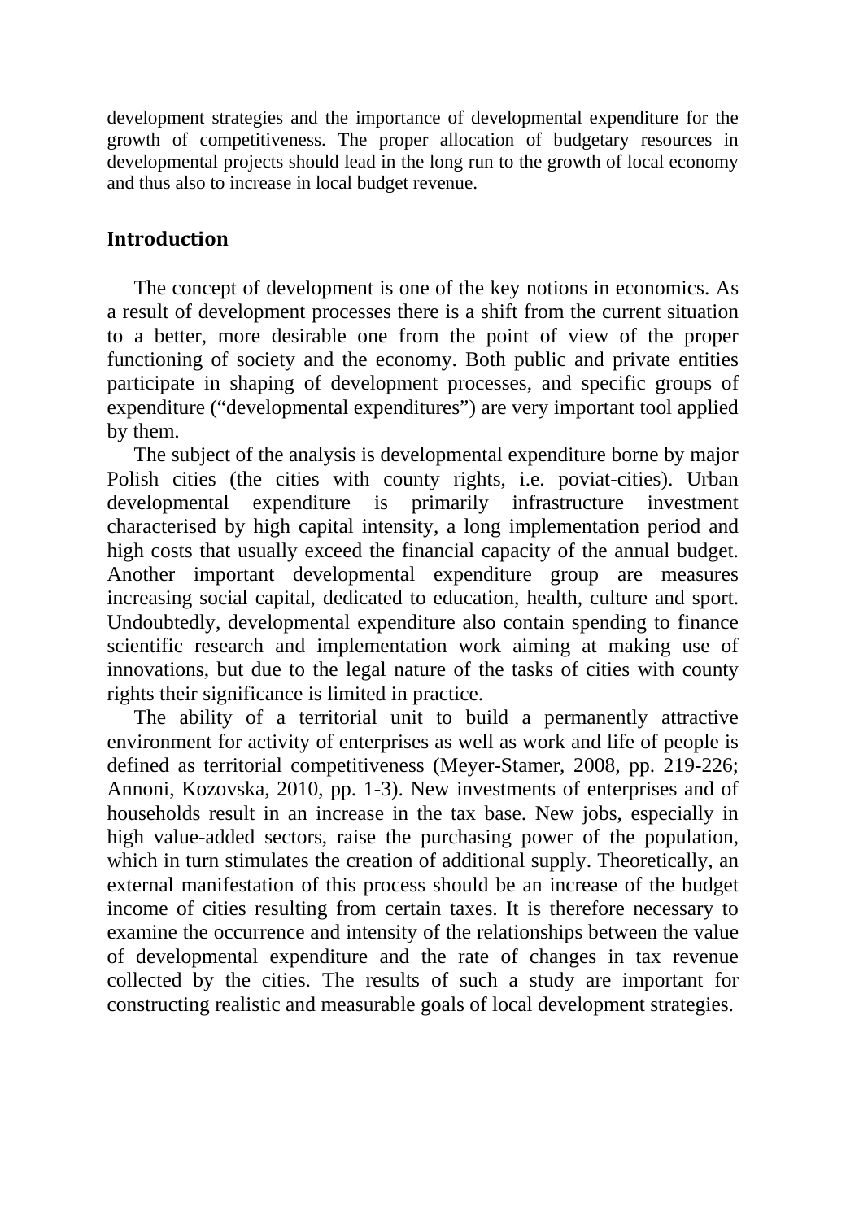development strategies and the importance of developmental expenditure for the growth of competitiveness. The proper allocation of budgetary resources in developmental projects should lead in the long run to the growth of local economy and thus also to increase in local budget revenue.

## Introduction

The concept of development is one of the key notions in economics. As a result of development processes there is a shift from the current situation to a better, more desirable one from the point of view of the proper functioning of society and the economy. Both public and private entities participate in shaping of development processes, and specific groups of expenditure ("developmental expenditures") are very important tool applied by them.

The subject of the analysis is developmental expenditure borne by major Polish cities (the cities with county rights, i.e. poviat-cities). Urban developmental expenditure is primarily infrastructure investment characterised by high capital intensity, a long implementation period and high costs that usually exceed the financial capacity of the annual budget. Another important developmental expenditure group are measures increasing social capital, dedicated to education, health, culture and sport. Undoubtedly, developmental expenditure also contain spending to finance scientific research and implementation work aiming at making use of innovations, but due to the legal nature of the tasks of cities with county rights their significance is limited in practice.

The ability of a territorial unit to build a permanently attractive environment for activity of enterprises as well as work and life of people is defined as territorial competitiveness (Meyer-Stamer, 2008, pp. 219-226; Annoni, Kozovska, 2010, pp. 1-3). New investments of enterprises and of households result in an increase in the tax base. New jobs, especially in high value-added sectors, raise the purchasing power of the population, which in turn stimulates the creation of additional supply. Theoretically, an external manifestation of this process should be an increase of the budget income of cities resulting from certain taxes. It is therefore necessary to examine the occurrence and intensity of the relationships between the value of developmental expenditure and the rate of changes in tax revenue collected by the cities. The results of such a study are important for constructing realistic and measurable goals of local development strategies.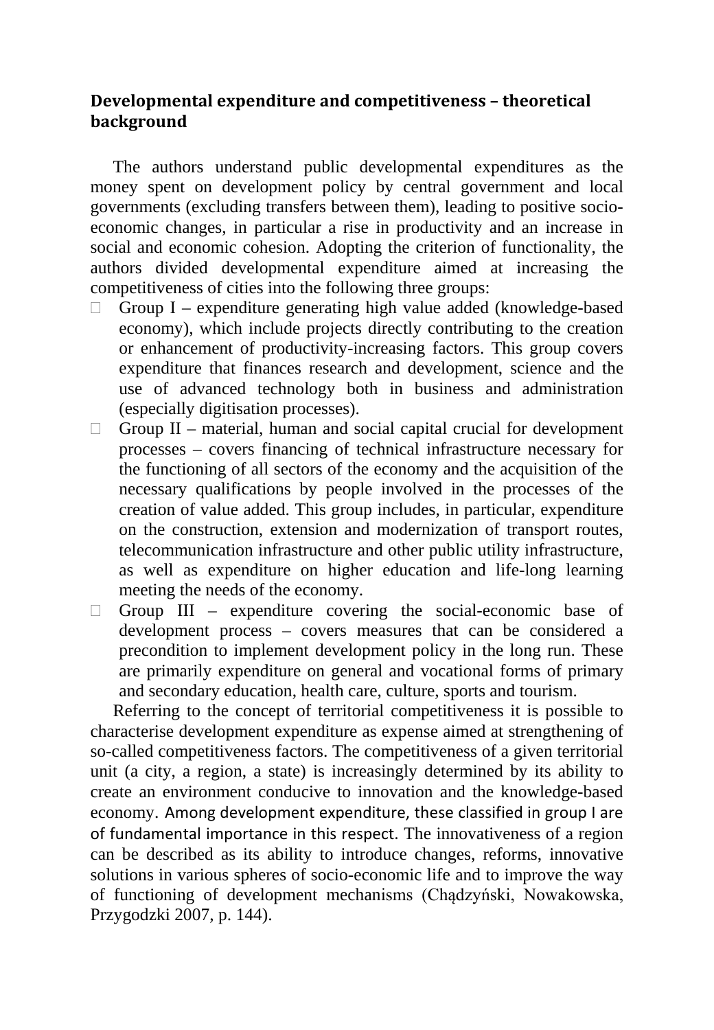## Developmental expenditure and competitiveness – theoretical background

The authors understand public developmental expenditures as the money spent on development policy by central government and local governments (excluding transfers between them), leading to positive socio-economic changes, in particular a rise in productivity and an increase in social and economic cohesion. Adopting the criterion of functionality, the authors divided developmental expenditure aimed at increasing the competitiveness of cities into the following three groups:

- Group I – expenditure generating high value added (knowledge-based economy), which include projects directly contributing to the creation or enhancement of productivity-increasing factors. This group covers expenditure that finances research and development, science and the use of advanced technology both in business and administration (especially digitisation processes).
- Group II – material, human and social capital crucial for development processes – covers financing of technical infrastructure necessary for the functioning of all sectors of the economy and the acquisition of the necessary qualifications by people involved in the processes of the creation of value added. This group includes, in particular, expenditure on the construction, extension and modernization of transport routes, telecommunication infrastructure and other public utility infrastructure, as well as expenditure on higher education and life-long learning meeting the needs of the economy.
- Group III – expenditure covering the social-economic base of development process – covers measures that can be considered a precondition to implement development policy in the long run. These are primarily expenditure on general and vocational forms of primary and secondary education, health care, culture, sports and tourism.

Referring to the concept of territorial competitiveness it is possible to characterise development expenditure as expense aimed at strengthening of so-called competitiveness factors. The competitiveness of a given territorial unit (a city, a region, a state) is increasingly determined by its ability to create an environment conducive to innovation and the knowledge-based economy. Among development expenditure, these classified in group I are of fundamental importance in this respect. The innovativeness of a region can be described as its ability to introduce changes, reforms, innovative solutions in various spheres of socio-economic life and to improve the way of functioning of development mechanisms (Chądzyński, Nowakowska, Przygodzki 2007, p. 144).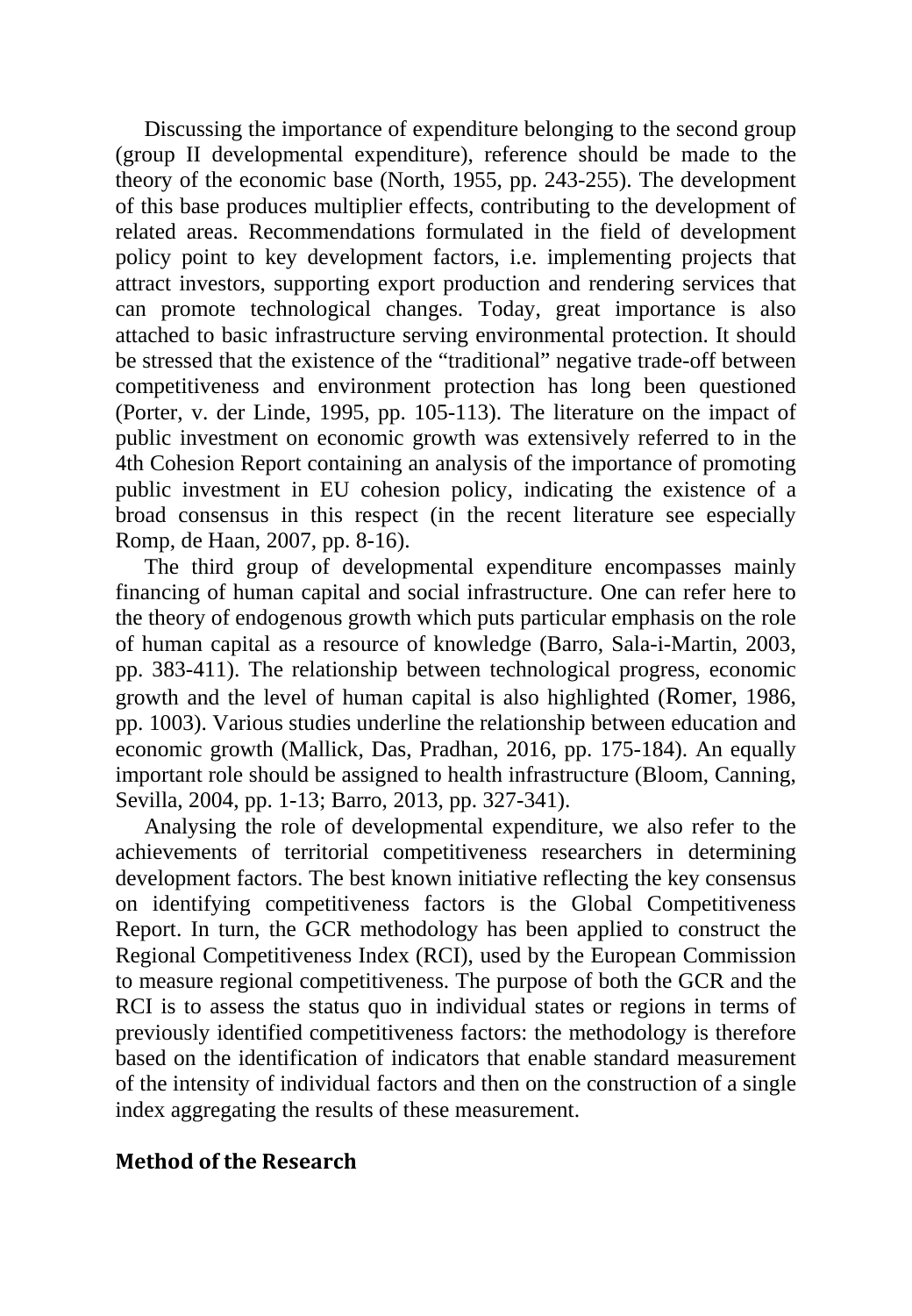Discussing the importance of expenditure belonging to the second group (group II developmental expenditure), reference should be made to the theory of the economic base (North, 1955, pp. 243-255). The development of this base produces multiplier effects, contributing to the development of related areas. Recommendations formulated in the field of development policy point to key development factors, i.e. implementing projects that attract investors, supporting export production and rendering services that can promote technological changes. Today, great importance is also attached to basic infrastructure serving environmental protection. It should be stressed that the existence of the "traditional" negative trade-off between competitiveness and environment protection has long been questioned (Porter, v. der Linde, 1995, pp. 105-113). The literature on the impact of public investment on economic growth was extensively referred to in the 4th Cohesion Report containing an analysis of the importance of promoting public investment in EU cohesion policy, indicating the existence of a broad consensus in this respect (in the recent literature see especially Romp, de Haan, 2007, pp. 8-16).

The third group of developmental expenditure encompasses mainly financing of human capital and social infrastructure. One can refer here to the theory of endogenous growth which puts particular emphasis on the role of human capital as a resource of knowledge (Barro, Sala-i-Martin, 2003, pp. 383-411). The relationship between technological progress, economic growth and the level of human capital is also highlighted (Romer, 1986, pp. 1003). Various studies underline the relationship between education and economic growth (Mallick, Das, Pradhan, 2016, pp. 175-184). An equally important role should be assigned to health infrastructure (Bloom, Canning, Sevilla, 2004, pp. 1-13; Barro, 2013, pp. 327-341).

Analysing the role of developmental expenditure, we also refer to the achievements of territorial competitiveness researchers in determining development factors. The best known initiative reflecting the key consensus on identifying competitiveness factors is the Global Competitiveness Report. In turn, the GCR methodology has been applied to construct the Regional Competitiveness Index (RCI), used by the European Commission to measure regional competitiveness. The purpose of both the GCR and the RCI is to assess the status quo in individual states or regions in terms of previously identified competitiveness factors: the methodology is therefore based on the identification of indicators that enable standard measurement of the intensity of individual factors and then on the construction of a single index aggregating the results of these measurement.

## Method of the Research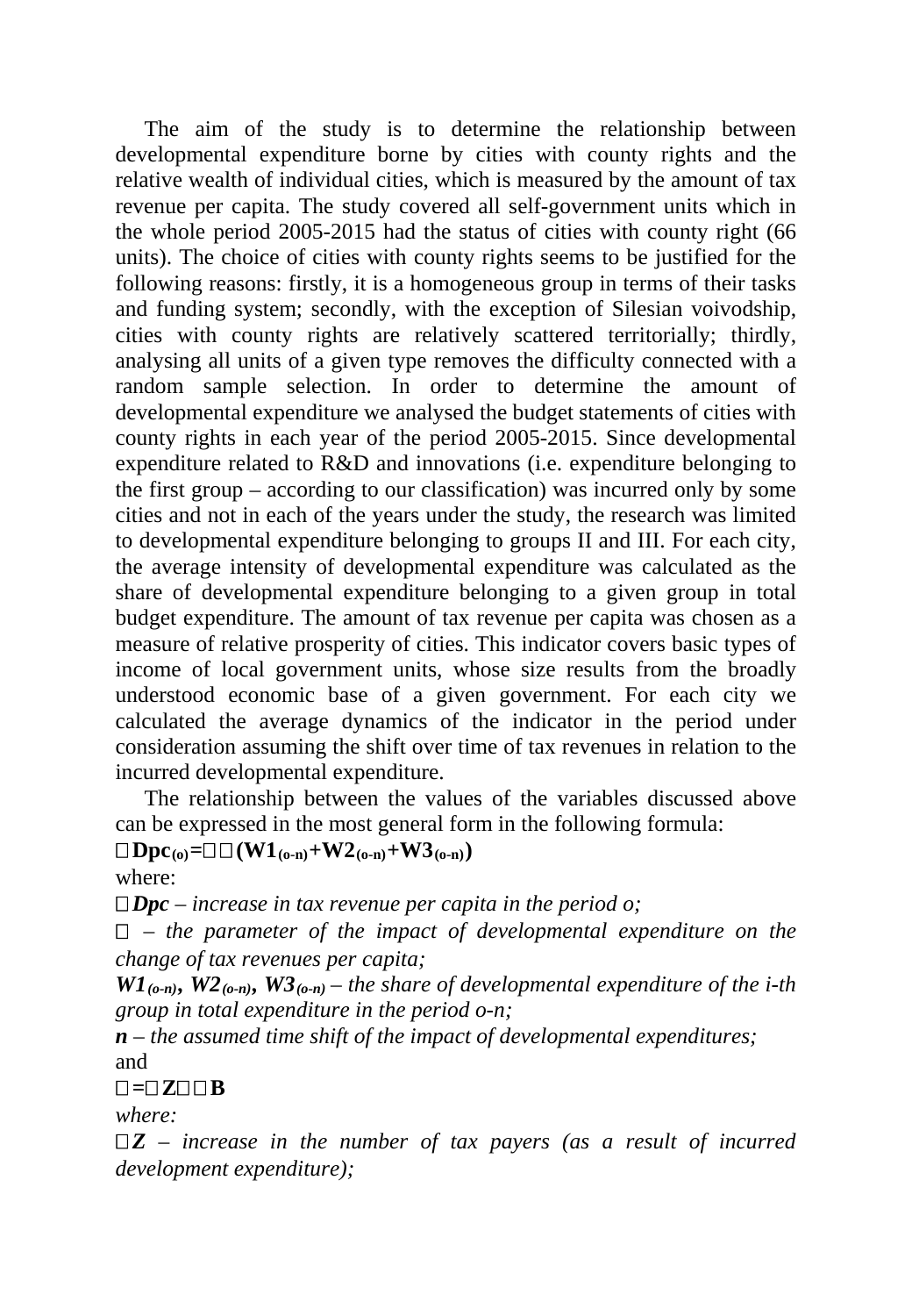The aim of the study is to determine the relationship between developmental expenditure borne by cities with county rights and the relative wealth of individual cities, which is measured by the amount of tax revenue per capita. The study covered all self-government units which in the whole period 2005-2015 had the status of cities with county right (66 units). The choice of cities with county rights seems to be justified for the following reasons: firstly, it is a homogeneous group in terms of their tasks and funding system; secondly, with the exception of Silesian voivodship, cities with county rights are relatively scattered territorially; thirdly, analysing all units of a given type removes the difficulty connected with a random sample selection. In order to determine the amount of developmental expenditure we analysed the budget statements of cities with county rights in each year of the period 2005-2015. Since developmental expenditure related to R&D and innovations (i.e. expenditure belonging to the first group – according to our classification) was incurred only by some cities and not in each of the years under the study, the research was limited to developmental expenditure belonging to groups II and III. For each city, the average intensity of developmental expenditure was calculated as the share of developmental expenditure belonging to a given group in total budget expenditure. The amount of tax revenue per capita was chosen as a measure of relative prosperity of cities. This indicator covers basic types of income of local government units, whose size results from the broadly understood economic base of a given government. For each city we calculated the average dynamics of the indicator in the period under consideration assuming the shift over time of tax revenues in relation to the incurred developmental expenditure.

The relationship between the values of the variables discussed above can be expressed in the most general form in the following formula:

$$\Delta \mathbf{Dpc}_{(o)} = \alpha \cdot (\mathbf{W1}_{(o-n)} + \mathbf{W2}_{(o-n)} + \mathbf{W3}_{(o-n)})$$

where:

$\Delta Dpc$ – *increase in tax revenue per capita in the period o;*

$\alpha$ – *the parameter of the impact of developmental expenditure on the change of tax revenues per capita;*

$W1_{(o-n)}$, $W2_{(o-n)}$, $W3_{(o-n)}$ – *the share of developmental expenditure of the i-th group in total expenditure in the period o-n;*

$n$ – *the assumed time shift of the impact of developmental expenditures;*

and

$$\alpha = \Delta \mathbf{Z} \cdot \Delta \mathbf{B}$$

*where:*

$\Delta Z$ – *increase in the number of tax payers (as a result of incurred development expenditure);*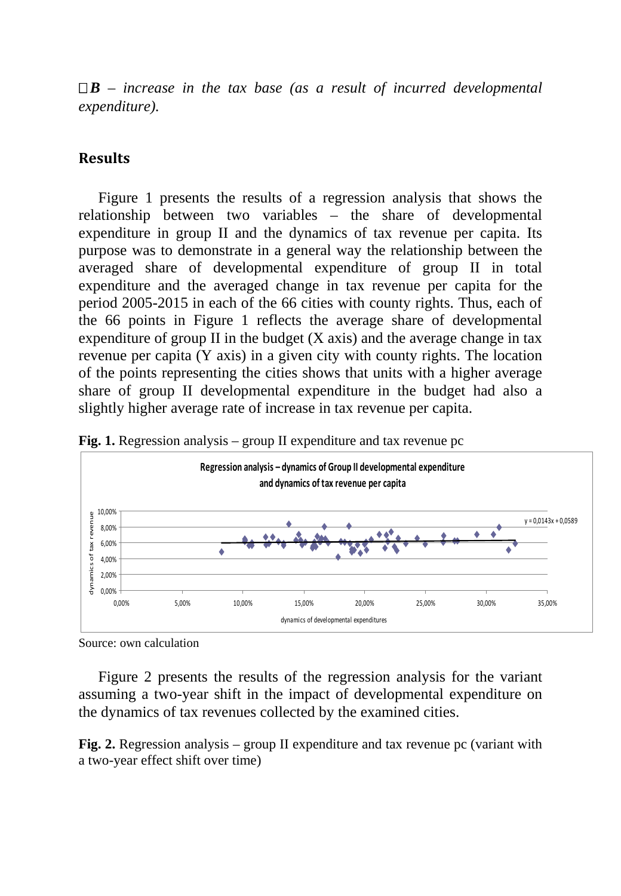$\Delta B$ – *increase in the tax base (as a result of incurred developmental expenditure).*

## Results

Figure 1 presents the results of a regression analysis that shows the relationship between two variables – the share of developmental expenditure in group II and the dynamics of tax revenue per capita. Its purpose was to demonstrate in a general way the relationship between the averaged share of developmental expenditure of group II in total expenditure and the averaged change in tax revenue per capita for the period 2005-2015 in each of the 66 cities with county rights. Thus, each of the 66 points in Figure 1 reflects the average share of developmental expenditure of group II in the budget (X axis) and the average change in tax revenue per capita (Y axis) in a given city with county rights. The location of the points representing the cities shows that units with a higher average share of group II developmental expenditure in the budget had also a slightly higher average rate of increase in tax revenue per capita.

**Fig. 1.** Regression analysis – group II expenditure and tax revenue pc

**Regression analysis – dynamics of Group II developmental expenditure and dynamics of tax revenue per capita**

$y = 0{,}0143x + 0{,}0589$

Source: own calculation

Figure 2 presents the results of the regression analysis for the variant assuming a two-year shift in the impact of developmental expenditure on the dynamics of tax revenues collected by the examined cities.

**Fig. 2.** Regression analysis – group II expenditure and tax revenue pc (variant with a two-year effect shift over time)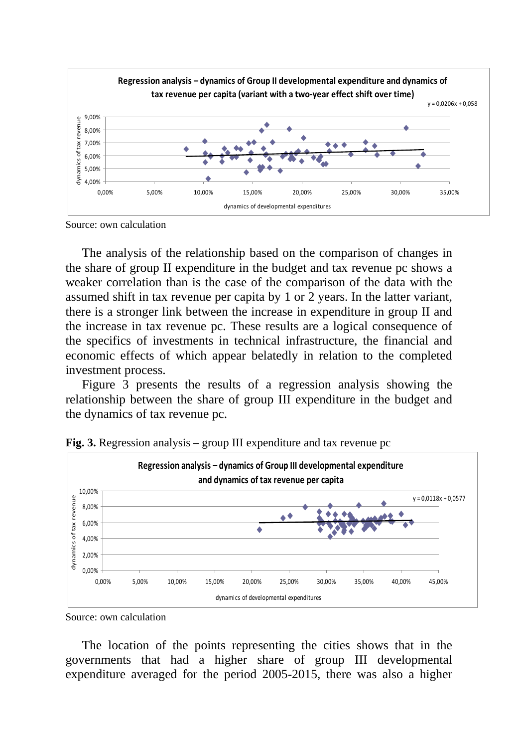Source: own calculation

The analysis of the relationship based on the comparison of changes in the share of group II expenditure in the budget and tax revenue pc shows a weaker correlation than is the case of the comparison of the data with the assumed shift in tax revenue per capita by 1 or 2 years. In the latter variant, there is a stronger link between the increase in expenditure in group II and the increase in tax revenue pc. These results are a logical consequence of the specifics of investments in technical infrastructure, the financial and economic effects of which appear belatedly in relation to the completed investment process.

Figure 3 presents the results of a regression analysis showing the relationship between the share of group III expenditure in the budget and the dynamics of tax revenue pc.

**Fig. 3.** Regression analysis – group III expenditure and tax revenue pc

Source: own calculation

The location of the points representing the cities shows that in the governments that had a higher share of group III developmental expenditure averaged for the period 2005-2015, there was also a higher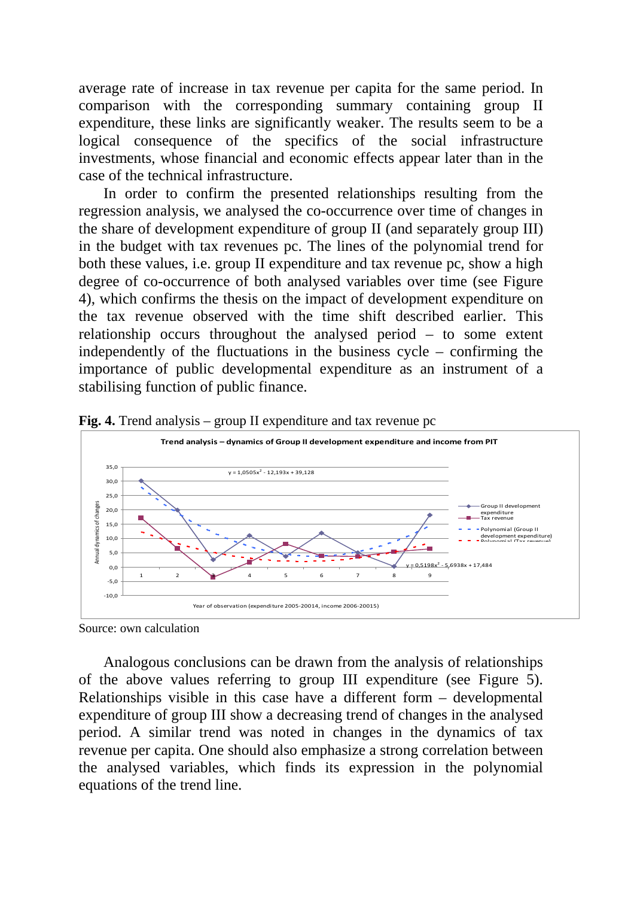average rate of increase in tax revenue per capita for the same period. In comparison with the corresponding summary containing group II expenditure, these links are significantly weaker. The results seem to be a logical consequence of the specifics of the social infrastructure investments, whose financial and economic effects appear later than in the case of the technical infrastructure.

In order to confirm the presented relationships resulting from the regression analysis, we analysed the co-occurrence over time of changes in the share of development expenditure of group II (and separately group III) in the budget with tax revenues pc. The lines of the polynomial trend for both these values, i.e. group II expenditure and tax revenue pc, show a high degree of co-occurrence of both analysed variables over time (see Figure 4), which confirms the thesis on the impact of development expenditure on the tax revenue observed with the time shift described earlier. This relationship occurs throughout the analysed period – to some extent independently of the fluctuations in the business cycle – confirming the importance of public developmental expenditure as an instrument of a stabilising function of public finance.

**Fig. 4.** Trend analysis – group II expenditure and tax revenue pc

Trend analysis – dynamics of Group II development expenditure and income from PIT

$y = 1{,}0505x^2 - 12{,}193x + 39{,}128$

$y = 0{,}5198x^2 - 5{,}6938x + 17{,}484$

Year of observation (expenditure 2005-20014, income 2006-20015)

Source: own calculation

Analogous conclusions can be drawn from the analysis of relationships of the above values referring to group III expenditure (see Figure 5). Relationships visible in this case have a different form – developmental expenditure of group III show a decreasing trend of changes in the analysed period. A similar trend was noted in changes in the dynamics of tax revenue per capita. One should also emphasize a strong correlation between the analysed variables, which finds its expression in the polynomial equations of the trend line.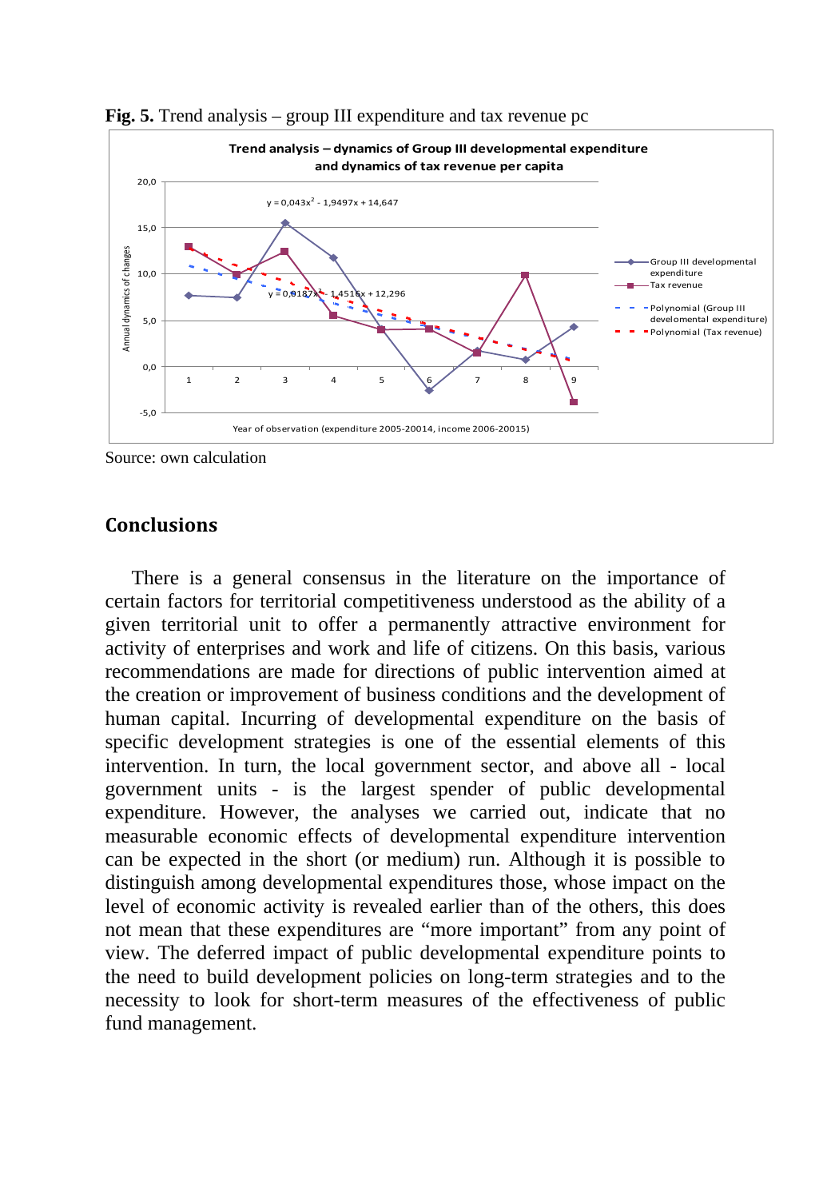**Fig. 5.** Trend analysis – group III expenditure and tax revenue pc

Source: own calculation

## Conclusions

There is a general consensus in the literature on the importance of certain factors for territorial competitiveness understood as the ability of a given territorial unit to offer a permanently attractive environment for activity of enterprises and work and life of citizens. On this basis, various recommendations are made for directions of public intervention aimed at the creation or improvement of business conditions and the development of human capital. Incurring of developmental expenditure on the basis of specific development strategies is one of the essential elements of this intervention. In turn, the local government sector, and above all - local government units - is the largest spender of public developmental expenditure. However, the analyses we carried out, indicate that no measurable economic effects of developmental expenditure intervention can be expected in the short (or medium) run. Although it is possible to distinguish among developmental expenditures those, whose impact on the level of economic activity is revealed earlier than of the others, this does not mean that these expenditures are "more important" from any point of view. The deferred impact of public developmental expenditure points to the need to build development policies on long-term strategies and to the necessity to look for short-term measures of the effectiveness of public fund management.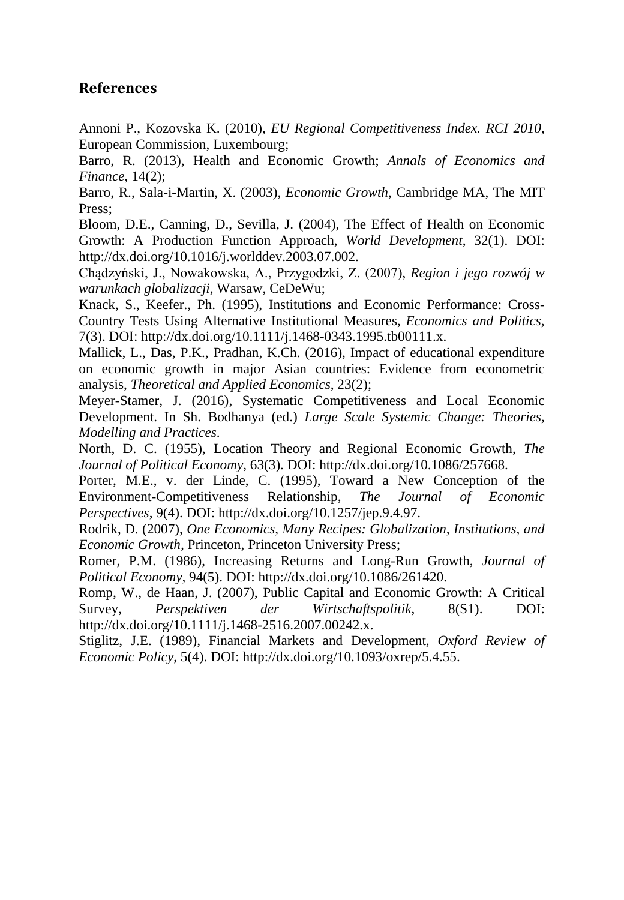## References

Annoni P., Kozovska K. (2010), *EU Regional Competitiveness Index. RCI 2010*, European Commission, Luxembourg;

Barro, R. (2013), Health and Economic Growth; *Annals of Economics and Finance*, 14(2);

Barro, R., Sala-i-Martin, X. (2003), *Economic Growth*, Cambridge MA, The MIT Press;

Bloom, D.E., Canning, D., Sevilla, J. (2004), The Effect of Health on Economic Growth: A Production Function Approach, *World Development*, 32(1). DOI: http://dx.doi.org/10.1016/j.worlddev.2003.07.002.

Chądzyński, J., Nowakowska, A., Przygodzki, Z. (2007), *Region i jego rozwój w warunkach globalizacji*, Warsaw, CeDeWu;

Knack, S., Keefer., Ph. (1995), Institutions and Economic Performance: Cross-Country Tests Using Alternative Institutional Measures, *Economics and Politics*, 7(3). DOI: http://dx.doi.org/10.1111/j.1468-0343.1995.tb00111.x.

Mallick, L., Das, P.K., Pradhan, K.Ch. (2016), Impact of educational expenditure on economic growth in major Asian countries: Evidence from econometric analysis, *Theoretical and Applied Economics*, 23(2);

Meyer-Stamer, J. (2016), Systematic Competitiveness and Local Economic Development. In Sh. Bodhanya (ed.) *Large Scale Systemic Change: Theories, Modelling and Practices*.

North, D. C. (1955), Location Theory and Regional Economic Growth, *The Journal of Political Economy*, 63(3). DOI: http://dx.doi.org/10.1086/257668.

Porter, M.E., v. der Linde, C. (1995), Toward a New Conception of the Environment-Competitiveness Relationship, *The Journal of Economic Perspectives*, 9(4). DOI: http://dx.doi.org/10.1257/jep.9.4.97.

Rodrik, D. (2007), *One Economics, Many Recipes: Globalization, Institutions, and Economic Growth,* Princeton, Princeton University Press;

Romer, P.M. (1986), Increasing Returns and Long-Run Growth, *Journal of Political Economy*, 94(5). DOI: http://dx.doi.org/10.1086/261420.

Romp, W., de Haan, J. (2007), Public Capital and Economic Growth: A Critical Survey, *Perspektiven der Wirtschaftspolitik*, 8(S1). DOI: http://dx.doi.org/10.1111/j.1468-2516.2007.00242.x.

Stiglitz, J.E. (1989), Financial Markets and Development, *Oxford Review of Economic Policy*, 5(4). DOI: http://dx.doi.org/10.1093/oxrep/5.4.55.